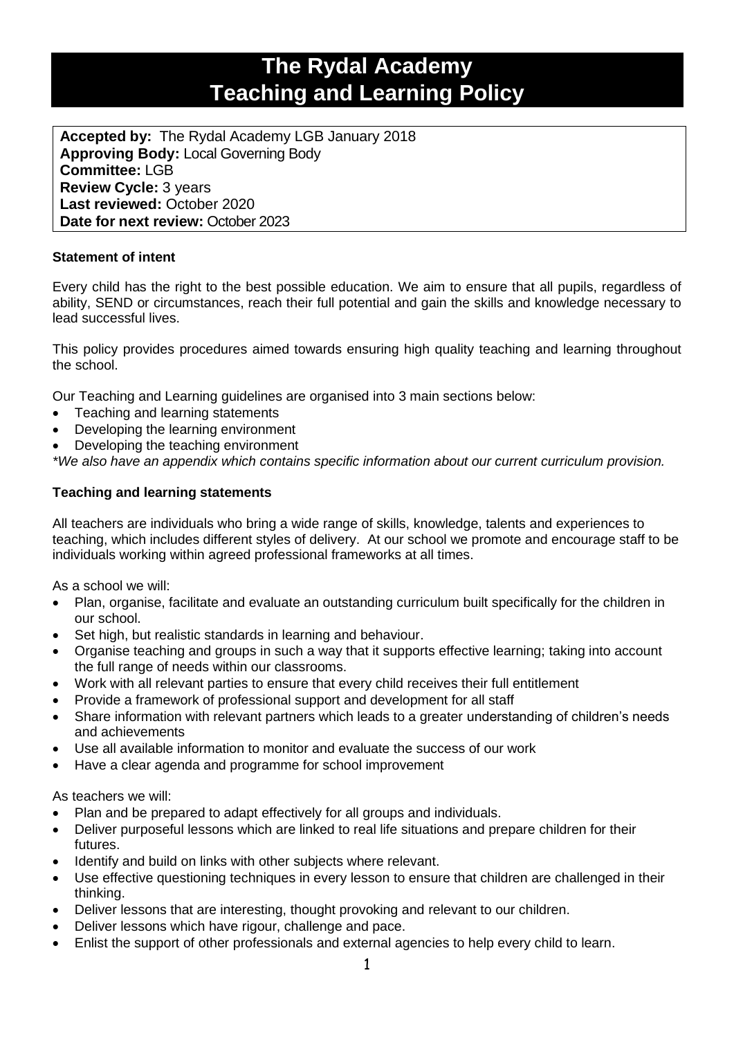# The Rydal Academy
# Teaching and Learning Policy

**Accepted by:** The Rydal Academy LGB January 2018
**Approving Body:** Local Governing Body
**Committee:** LGB
**Review Cycle:** 3 years
**Last reviewed:** October 2020
**Date for next review:** October 2023

### Statement of intent

Every child has the right to the best possible education. We aim to ensure that all pupils, regardless of ability, SEND or circumstances, reach their full potential and gain the skills and knowledge necessary to lead successful lives.

This policy provides procedures aimed towards ensuring high quality teaching and learning throughout the school.

Our Teaching and Learning guidelines are organised into 3 main sections below:

- Teaching and learning statements
- Developing the learning environment
- Developing the teaching environment

*\*We also have an appendix which contains specific information about our current curriculum provision.*

### Teaching and learning statements

All teachers are individuals who bring a wide range of skills, knowledge, talents and experiences to teaching, which includes different styles of delivery. At our school we promote and encourage staff to be individuals working within agreed professional frameworks at all times.

As a school we will:

- Plan, organise, facilitate and evaluate an outstanding curriculum built specifically for the children in our school.
- Set high, but realistic standards in learning and behaviour.
- Organise teaching and groups in such a way that it supports effective learning; taking into account the full range of needs within our classrooms.
- Work with all relevant parties to ensure that every child receives their full entitlement
- Provide a framework of professional support and development for all staff
- Share information with relevant partners which leads to a greater understanding of children's needs and achievements
- Use all available information to monitor and evaluate the success of our work
- Have a clear agenda and programme for school improvement

As teachers we will:

- Plan and be prepared to adapt effectively for all groups and individuals.
- Deliver purposeful lessons which are linked to real life situations and prepare children for their futures.
- Identify and build on links with other subjects where relevant.
- Use effective questioning techniques in every lesson to ensure that children are challenged in their thinking.
- Deliver lessons that are interesting, thought provoking and relevant to our children.
- Deliver lessons which have rigour, challenge and pace.
- Enlist the support of other professionals and external agencies to help every child to learn.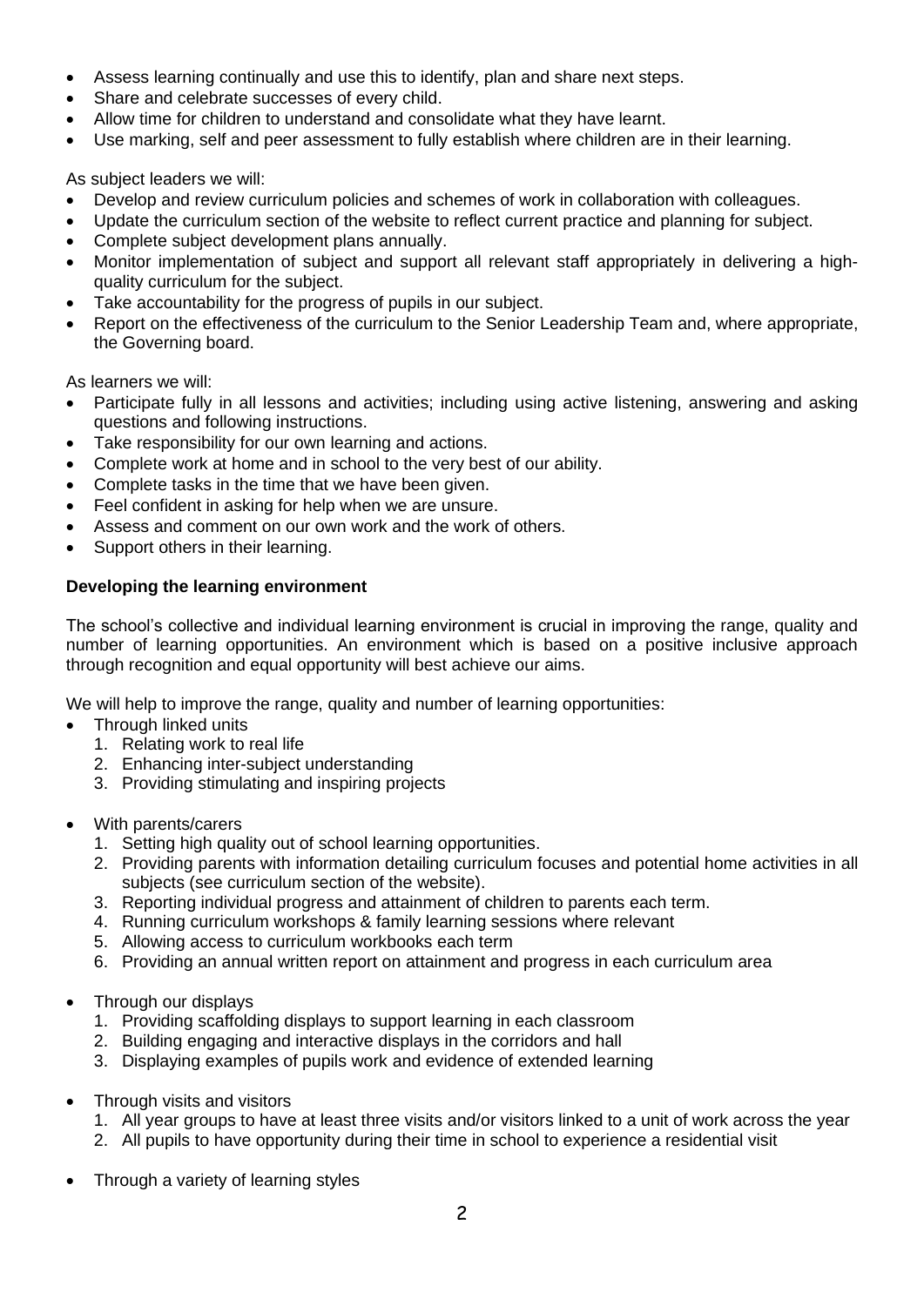- Assess learning continually and use this to identify, plan and share next steps.
- Share and celebrate successes of every child.
- Allow time for children to understand and consolidate what they have learnt.
- Use marking, self and peer assessment to fully establish where children are in their learning.

As subject leaders we will:

- Develop and review curriculum policies and schemes of work in collaboration with colleagues.
- Update the curriculum section of the website to reflect current practice and planning for subject.
- Complete subject development plans annually.
- Monitor implementation of subject and support all relevant staff appropriately in delivering a high-quality curriculum for the subject.
- Take accountability for the progress of pupils in our subject.
- Report on the effectiveness of the curriculum to the Senior Leadership Team and, where appropriate, the Governing board.

As learners we will:

- Participate fully in all lessons and activities; including using active listening, answering and asking questions and following instructions.
- Take responsibility for our own learning and actions.
- Complete work at home and in school to the very best of our ability.
- Complete tasks in the time that we have been given.
- Feel confident in asking for help when we are unsure.
- Assess and comment on our own work and the work of others.
- Support others in their learning.

**Developing the learning environment**

The school's collective and individual learning environment is crucial in improving the range, quality and number of learning opportunities. An environment which is based on a positive inclusive approach through recognition and equal opportunity will best achieve our aims.

We will help to improve the range, quality and number of learning opportunities:

- Through linked units
    1. Relating work to real life
    2. Enhancing inter-subject understanding
    3. Providing stimulating and inspiring projects

- With parents/carers
    1. Setting high quality out of school learning opportunities.
    2. Providing parents with information detailing curriculum focuses and potential home activities in all subjects (see curriculum section of the website).
    3. Reporting individual progress and attainment of children to parents each term.
    4. Running curriculum workshops & family learning sessions where relevant
    5. Allowing access to curriculum workbooks each term
    6. Providing an annual written report on attainment and progress in each curriculum area

- Through our displays
    1. Providing scaffolding displays to support learning in each classroom
    2. Building engaging and interactive displays in the corridors and hall
    3. Displaying examples of pupils work and evidence of extended learning

- Through visits and visitors
    1. All year groups to have at least three visits and/or visitors linked to a unit of work across the year
    2. All pupils to have opportunity during their time in school to experience a residential visit

- Through a variety of learning styles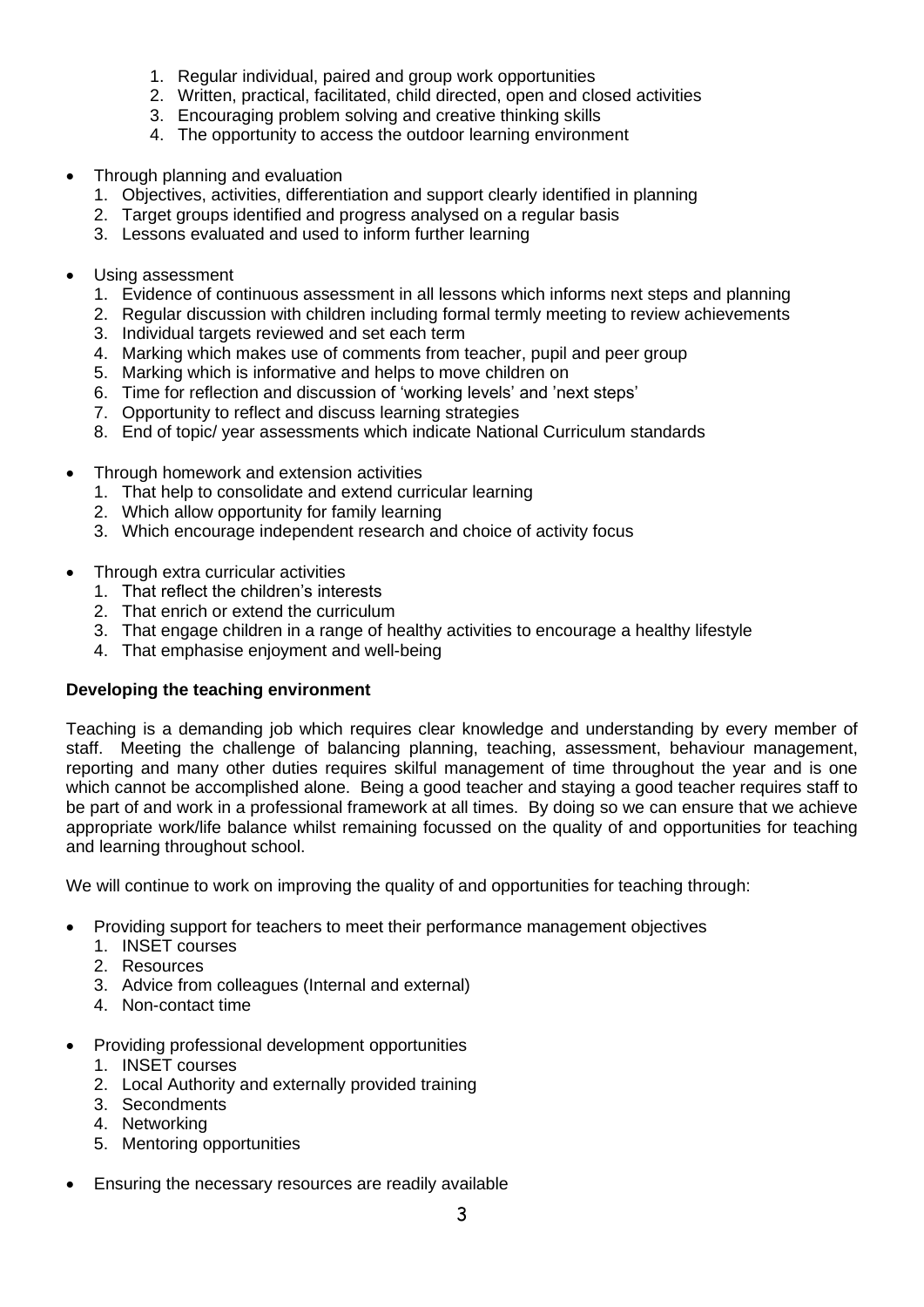1. Regular individual, paired and group work opportunities
2. Written, practical, facilitated, child directed, open and closed activities
3. Encouraging problem solving and creative thinking skills
4. The opportunity to access the outdoor learning environment

- Through planning and evaluation
  1. Objectives, activities, differentiation and support clearly identified in planning
  2. Target groups identified and progress analysed on a regular basis
  3. Lessons evaluated and used to inform further learning

- Using assessment
  1. Evidence of continuous assessment in all lessons which informs next steps and planning
  2. Regular discussion with children including formal termly meeting to review achievements
  3. Individual targets reviewed and set each term
  4. Marking which makes use of comments from teacher, pupil and peer group
  5. Marking which is informative and helps to move children on
  6. Time for reflection and discussion of 'working levels' and 'next steps'
  7. Opportunity to reflect and discuss learning strategies
  8. End of topic/ year assessments which indicate National Curriculum standards

- Through homework and extension activities
  1. That help to consolidate and extend curricular learning
  2. Which allow opportunity for family learning
  3. Which encourage independent research and choice of activity focus

- Through extra curricular activities
  1. That reflect the children's interests
  2. That enrich or extend the curriculum
  3. That engage children in a range of healthy activities to encourage a healthy lifestyle
  4. That emphasise enjoyment and well-being

**Developing the teaching environment**

Teaching is a demanding job which requires clear knowledge and understanding by every member of staff. Meeting the challenge of balancing planning, teaching, assessment, behaviour management, reporting and many other duties requires skilful management of time throughout the year and is one which cannot be accomplished alone. Being a good teacher and staying a good teacher requires staff to be part of and work in a professional framework at all times. By doing so we can ensure that we achieve appropriate work/life balance whilst remaining focussed on the quality of and opportunities for teaching and learning throughout school.

We will continue to work on improving the quality of and opportunities for teaching through:

- Providing support for teachers to meet their performance management objectives
  1. INSET courses
  2. Resources
  3. Advice from colleagues (Internal and external)
  4. Non-contact time

- Providing professional development opportunities
  1. INSET courses
  2. Local Authority and externally provided training
  3. Secondments
  4. Networking
  5. Mentoring opportunities

- Ensuring the necessary resources are readily available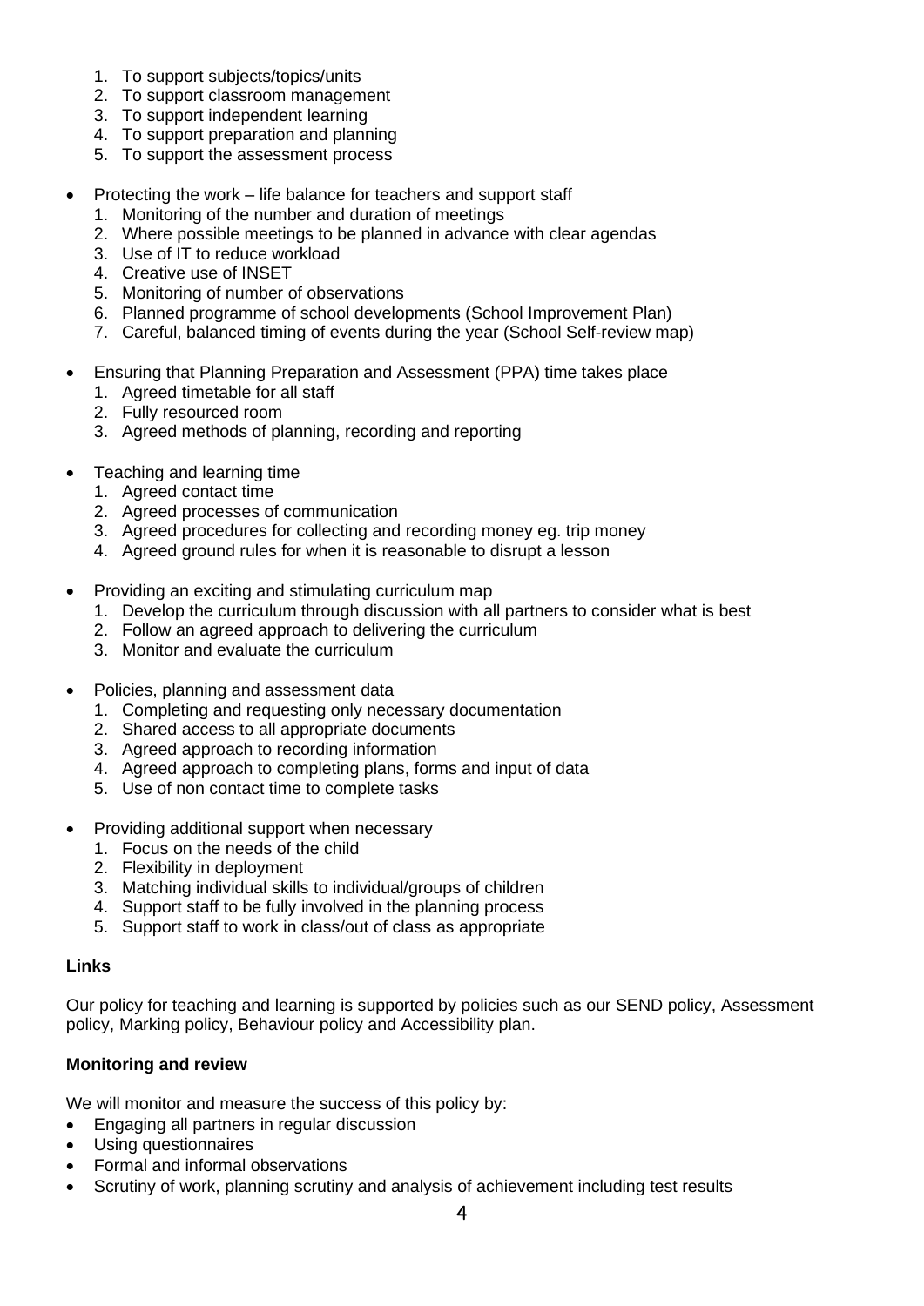1. To support subjects/topics/units
2. To support classroom management
3. To support independent learning
4. To support preparation and planning
5. To support the assessment process

- Protecting the work – life balance for teachers and support staff
    1. Monitoring of the number and duration of meetings
    2. Where possible meetings to be planned in advance with clear agendas
    3. Use of IT to reduce workload
    4. Creative use of INSET
    5. Monitoring of number of observations
    6. Planned programme of school developments (School Improvement Plan)
    7. Careful, balanced timing of events during the year (School Self-review map)

- Ensuring that Planning Preparation and Assessment (PPA) time takes place
    1. Agreed timetable for all staff
    2. Fully resourced room
    3. Agreed methods of planning, recording and reporting

- Teaching and learning time
    1. Agreed contact time
    2. Agreed processes of communication
    3. Agreed procedures for collecting and recording money eg. trip money
    4. Agreed ground rules for when it is reasonable to disrupt a lesson

- Providing an exciting and stimulating curriculum map
    1. Develop the curriculum through discussion with all partners to consider what is best
    2. Follow an agreed approach to delivering the curriculum
    3. Monitor and evaluate the curriculum

- Policies, planning and assessment data
    1. Completing and requesting only necessary documentation
    2. Shared access to all appropriate documents
    3. Agreed approach to recording information
    4. Agreed approach to completing plans, forms and input of data
    5. Use of non contact time to complete tasks

- Providing additional support when necessary
    1. Focus on the needs of the child
    2. Flexibility in deployment
    3. Matching individual skills to individual/groups of children
    4. Support staff to be fully involved in the planning process
    5. Support staff to work in class/out of class as appropriate

**Links**

Our policy for teaching and learning is supported by policies such as our SEND policy, Assessment policy, Marking policy, Behaviour policy and Accessibility plan.

**Monitoring and review**

We will monitor and measure the success of this policy by:

- Engaging all partners in regular discussion
- Using questionnaires
- Formal and informal observations
- Scrutiny of work, planning scrutiny and analysis of achievement including test results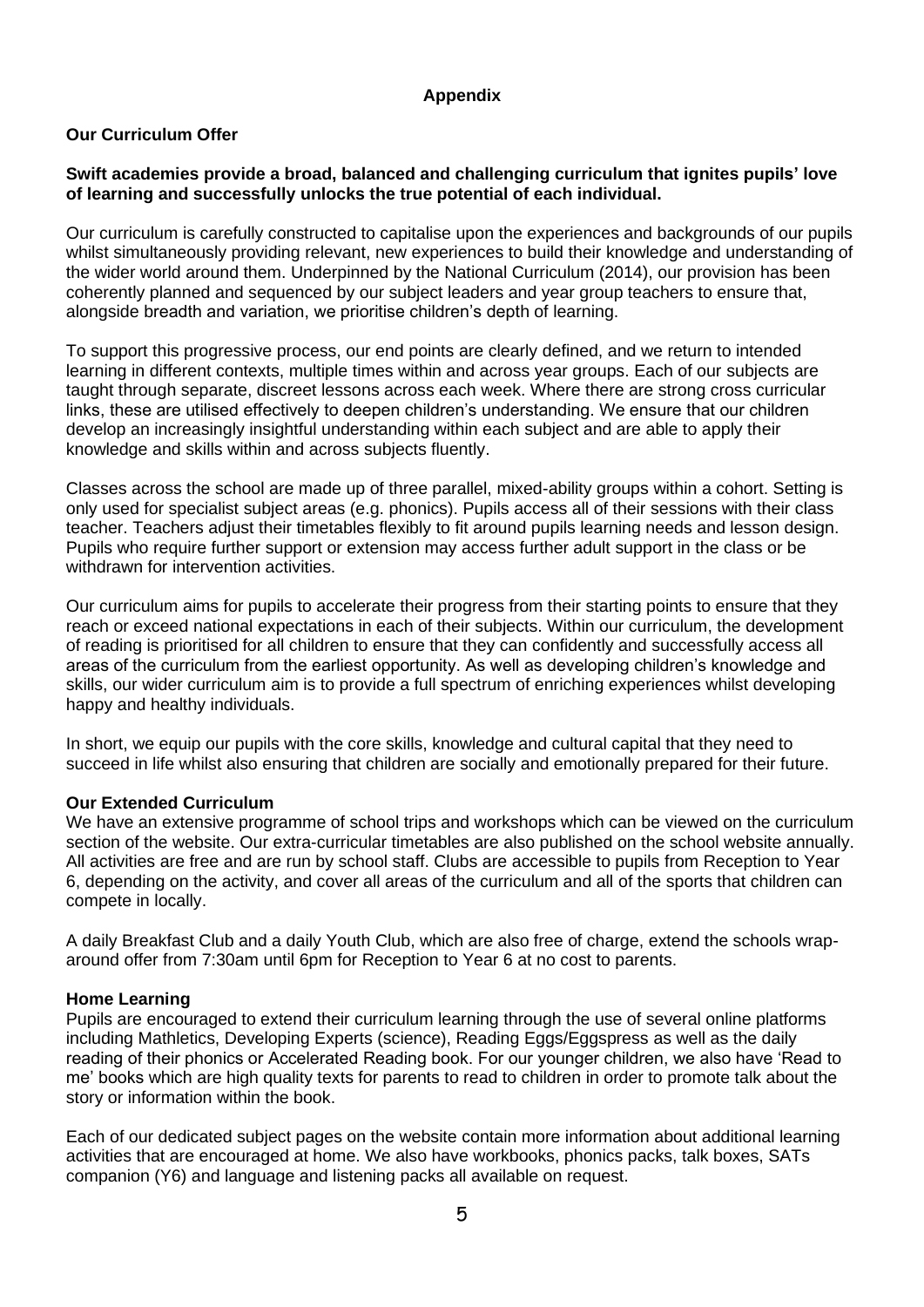# Appendix

## Our Curriculum Offer

**Swift academies provide a broad, balanced and challenging curriculum that ignites pupils' love of learning and successfully unlocks the true potential of each individual.**

Our curriculum is carefully constructed to capitalise upon the experiences and backgrounds of our pupils whilst simultaneously providing relevant, new experiences to build their knowledge and understanding of the wider world around them. Underpinned by the National Curriculum (2014), our provision has been coherently planned and sequenced by our subject leaders and year group teachers to ensure that, alongside breadth and variation, we prioritise children's depth of learning.

To support this progressive process, our end points are clearly defined, and we return to intended learning in different contexts, multiple times within and across year groups. Each of our subjects are taught through separate, discreet lessons across each week. Where there are strong cross curricular links, these are utilised effectively to deepen children's understanding. We ensure that our children develop an increasingly insightful understanding within each subject and are able to apply their knowledge and skills within and across subjects fluently.

Classes across the school are made up of three parallel, mixed-ability groups within a cohort. Setting is only used for specialist subject areas (e.g. phonics). Pupils access all of their sessions with their class teacher. Teachers adjust their timetables flexibly to fit around pupils learning needs and lesson design. Pupils who require further support or extension may access further adult support in the class or be withdrawn for intervention activities.

Our curriculum aims for pupils to accelerate their progress from their starting points to ensure that they reach or exceed national expectations in each of their subjects. Within our curriculum, the development of reading is prioritised for all children to ensure that they can confidently and successfully access all areas of the curriculum from the earliest opportunity. As well as developing children's knowledge and skills, our wider curriculum aim is to provide a full spectrum of enriching experiences whilst developing happy and healthy individuals.

In short, we equip our pupils with the core skills, knowledge and cultural capital that they need to succeed in life whilst also ensuring that children are socially and emotionally prepared for their future.

## Our Extended Curriculum

We have an extensive programme of school trips and workshops which can be viewed on the curriculum section of the website. Our extra-curricular timetables are also published on the school website annually. All activities are free and are run by school staff. Clubs are accessible to pupils from Reception to Year 6, depending on the activity, and cover all areas of the curriculum and all of the sports that children can compete in locally.

A daily Breakfast Club and a daily Youth Club, which are also free of charge, extend the schools wrap-around offer from 7:30am until 6pm for Reception to Year 6 at no cost to parents.

## Home Learning

Pupils are encouraged to extend their curriculum learning through the use of several online platforms including Mathletics, Developing Experts (science), Reading Eggs/Eggspress as well as the daily reading of their phonics or Accelerated Reading book. For our younger children, we also have 'Read to me' books which are high quality texts for parents to read to children in order to promote talk about the story or information within the book.

Each of our dedicated subject pages on the website contain more information about additional learning activities that are encouraged at home. We also have workbooks, phonics packs, talk boxes, SATs companion (Y6) and language and listening packs all available on request.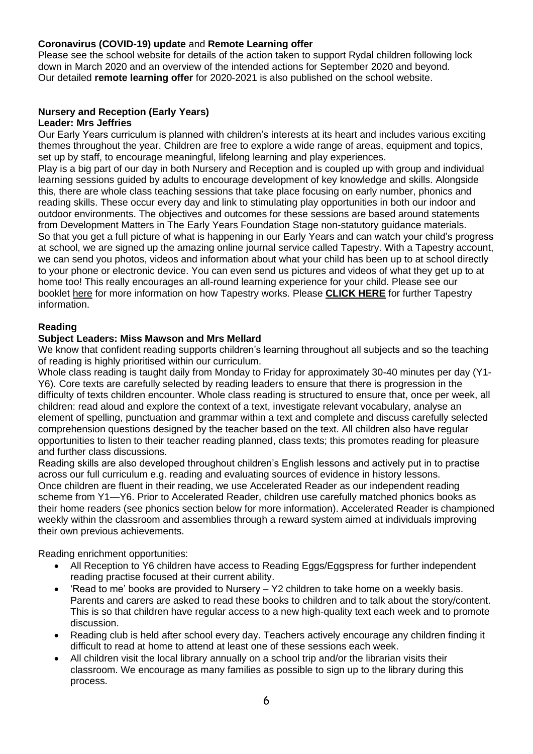**Coronavirus (COVID-19) update** and **Remote Learning offer**

Please see the school website for details of the action taken to support Rydal children following lock down in March 2020 and an overview of the intended actions for September 2020 and beyond. Our detailed **remote learning offer** for 2020-2021 is also published on the school website.

**Nursery and Reception (Early Years)**

**Leader: Mrs Jeffries**

Our Early Years curriculum is planned with children's interests at its heart and includes various exciting themes throughout the year. Children are free to explore a wide range of areas, equipment and topics, set up by staff, to encourage meaningful, lifelong learning and play experiences.

Play is a big part of our day in both Nursery and Reception and is coupled up with group and individual learning sessions guided by adults to encourage development of key knowledge and skills. Alongside this, there are whole class teaching sessions that take place focusing on early number, phonics and reading skills. These occur every day and link to stimulating play opportunities in both our indoor and outdoor environments. The objectives and outcomes for these sessions are based around statements from Development Matters in The Early Years Foundation Stage non-statutory guidance materials.

So that you get a full picture of what is happening in our Early Years and can watch your child's progress at school, we are signed up the amazing online journal service called Tapestry. With a Tapestry account, we can send you photos, videos and information about what your child has been up to at school directly to your phone or electronic device. You can even send us pictures and videos of what they get up to at home too! This really encourages an all-round learning experience for your child. Please see our booklet here for more information on how Tapestry works. Please **CLICK HERE** for further Tapestry information.

**Reading**

**Subject Leaders: Miss Mawson and Mrs Mellard**

We know that confident reading supports children's learning throughout all subjects and so the teaching of reading is highly prioritised within our curriculum.

Whole class reading is taught daily from Monday to Friday for approximately 30-40 minutes per day (Y1-Y6). Core texts are carefully selected by reading leaders to ensure that there is progression in the difficulty of texts children encounter. Whole class reading is structured to ensure that, once per week, all children: read aloud and explore the context of a text, investigate relevant vocabulary, analyse an element of spelling, punctuation and grammar within a text and complete and discuss carefully selected comprehension questions designed by the teacher based on the text. All children also have regular opportunities to listen to their teacher reading planned, class texts; this promotes reading for pleasure and further class discussions.

Reading skills are also developed throughout children's English lessons and actively put in to practise across our full curriculum e.g. reading and evaluating sources of evidence in history lessons.

Once children are fluent in their reading, we use Accelerated Reader as our independent reading scheme from Y1—Y6. Prior to Accelerated Reader, children use carefully matched phonics books as their home readers (see phonics section below for more information). Accelerated Reader is championed weekly within the classroom and assemblies through a reward system aimed at individuals improving their own previous achievements.

Reading enrichment opportunities:

- All Reception to Y6 children have access to Reading Eggs/Eggspress for further independent reading practise focused at their current ability.
- 'Read to me' books are provided to Nursery – Y2 children to take home on a weekly basis. Parents and carers are asked to read these books to children and to talk about the story/content. This is so that children have regular access to a new high-quality text each week and to promote discussion.
- Reading club is held after school every day. Teachers actively encourage any children finding it difficult to read at home to attend at least one of these sessions each week.
- All children visit the local library annually on a school trip and/or the librarian visits their classroom. We encourage as many families as possible to sign up to the library during this process.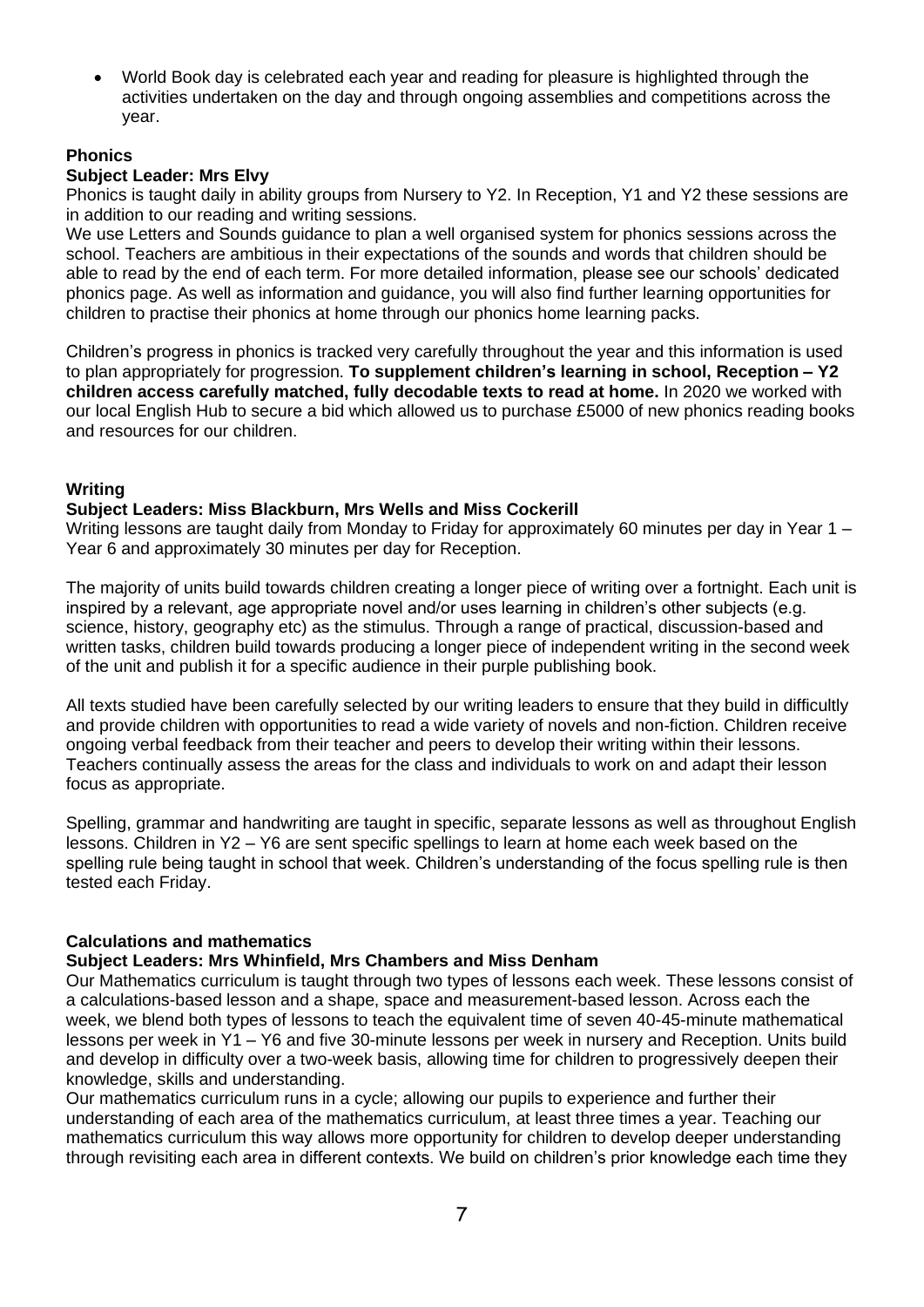- World Book day is celebrated each year and reading for pleasure is highlighted through the activities undertaken on the day and through ongoing assemblies and competitions across the year.

**Phonics**

**Subject Leader: Mrs Elvy**

Phonics is taught daily in ability groups from Nursery to Y2. In Reception, Y1 and Y2 these sessions are in addition to our reading and writing sessions.

We use Letters and Sounds guidance to plan a well organised system for phonics sessions across the school. Teachers are ambitious in their expectations of the sounds and words that children should be able to read by the end of each term. For more detailed information, please see our schools' dedicated phonics page. As well as information and guidance, you will also find further learning opportunities for children to practise their phonics at home through our phonics home learning packs.

Children's progress in phonics is tracked very carefully throughout the year and this information is used to plan appropriately for progression. **To supplement children's learning in school, Reception – Y2 children access carefully matched, fully decodable texts to read at home.** In 2020 we worked with our local English Hub to secure a bid which allowed us to purchase £5000 of new phonics reading books and resources for our children.

**Writing**

**Subject Leaders: Miss Blackburn, Mrs Wells and Miss Cockerill**

Writing lessons are taught daily from Monday to Friday for approximately 60 minutes per day in Year 1 – Year 6 and approximately 30 minutes per day for Reception.

The majority of units build towards children creating a longer piece of writing over a fortnight. Each unit is inspired by a relevant, age appropriate novel and/or uses learning in children's other subjects (e.g. science, history, geography etc) as the stimulus. Through a range of practical, discussion-based and written tasks, children build towards producing a longer piece of independent writing in the second week of the unit and publish it for a specific audience in their purple publishing book.

All texts studied have been carefully selected by our writing leaders to ensure that they build in difficultly and provide children with opportunities to read a wide variety of novels and non-fiction. Children receive ongoing verbal feedback from their teacher and peers to develop their writing within their lessons. Teachers continually assess the areas for the class and individuals to work on and adapt their lesson focus as appropriate.

Spelling, grammar and handwriting are taught in specific, separate lessons as well as throughout English lessons. Children in Y2 – Y6 are sent specific spellings to learn at home each week based on the spelling rule being taught in school that week. Children's understanding of the focus spelling rule is then tested each Friday.

**Calculations and mathematics**

**Subject Leaders: Mrs Whinfield, Mrs Chambers and Miss Denham**

Our Mathematics curriculum is taught through two types of lessons each week. These lessons consist of a calculations-based lesson and a shape, space and measurement-based lesson. Across each the week, we blend both types of lessons to teach the equivalent time of seven 40-45-minute mathematical lessons per week in Y1 – Y6 and five 30-minute lessons per week in nursery and Reception. Units build and develop in difficulty over a two-week basis, allowing time for children to progressively deepen their knowledge, skills and understanding.

Our mathematics curriculum runs in a cycle; allowing our pupils to experience and further their understanding of each area of the mathematics curriculum, at least three times a year. Teaching our mathematics curriculum this way allows more opportunity for children to develop deeper understanding through revisiting each area in different contexts. We build on children's prior knowledge each time they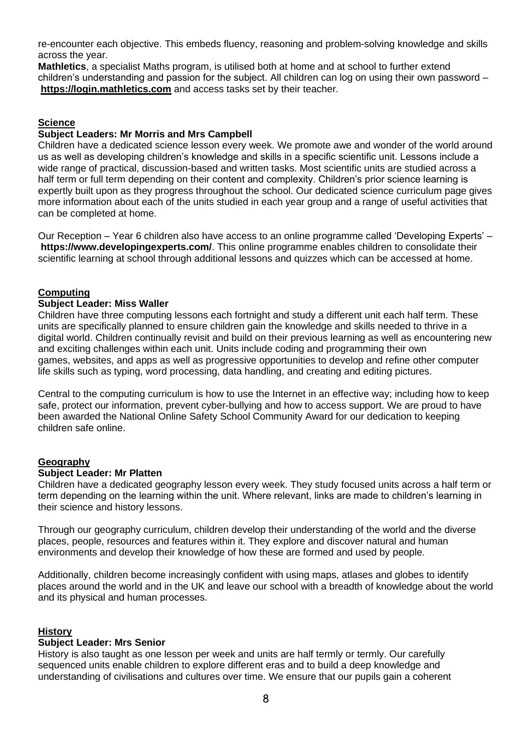re-encounter each objective. This embeds fluency, reasoning and problem-solving knowledge and skills across the year.

**Mathletics**, a specialist Maths program, is utilised both at home and at school to further extend children's understanding and passion for the subject. All children can log on using their own password – **https://login.mathletics.com** and access tasks set by their teacher.

## Science

**Subject Leaders: Mr Morris and Mrs Campbell**

Children have a dedicated science lesson every week. We promote awe and wonder of the world around us as well as developing children's knowledge and skills in a specific scientific unit. Lessons include a wide range of practical, discussion-based and written tasks. Most scientific units are studied across a half term or full term depending on their content and complexity. Children's prior science learning is expertly built upon as they progress throughout the school. Our dedicated science curriculum page gives more information about each of the units studied in each year group and a range of useful activities that can be completed at home.

Our Reception – Year 6 children also have access to an online programme called 'Developing Experts' – **https://www.developingexperts.com/**. This online programme enables children to consolidate their scientific learning at school through additional lessons and quizzes which can be accessed at home.

## Computing

**Subject Leader: Miss Waller**

Children have three computing lessons each fortnight and study a different unit each half term. These units are specifically planned to ensure children gain the knowledge and skills needed to thrive in a digital world. Children continually revisit and build on their previous learning as well as encountering new and exciting challenges within each unit. Units include coding and programming their own games, websites, and apps as well as progressive opportunities to develop and refine other computer life skills such as typing, word processing, data handling, and creating and editing pictures.

Central to the computing curriculum is how to use the Internet in an effective way; including how to keep safe, protect our information, prevent cyber-bullying and how to access support. We are proud to have been awarded the National Online Safety School Community Award for our dedication to keeping children safe online.

## Geography

**Subject Leader: Mr Platten**

Children have a dedicated geography lesson every week. They study focused units across a half term or term depending on the learning within the unit. Where relevant, links are made to children's learning in their science and history lessons.

Through our geography curriculum, children develop their understanding of the world and the diverse places, people, resources and features within it. They explore and discover natural and human environments and develop their knowledge of how these are formed and used by people.

Additionally, children become increasingly confident with using maps, atlases and globes to identify places around the world and in the UK and leave our school with a breadth of knowledge about the world and its physical and human processes.

## History

**Subject Leader: Mrs Senior**

History is also taught as one lesson per week and units are half termly or termly. Our carefully sequenced units enable children to explore different eras and to build a deep knowledge and understanding of civilisations and cultures over time. We ensure that our pupils gain a coherent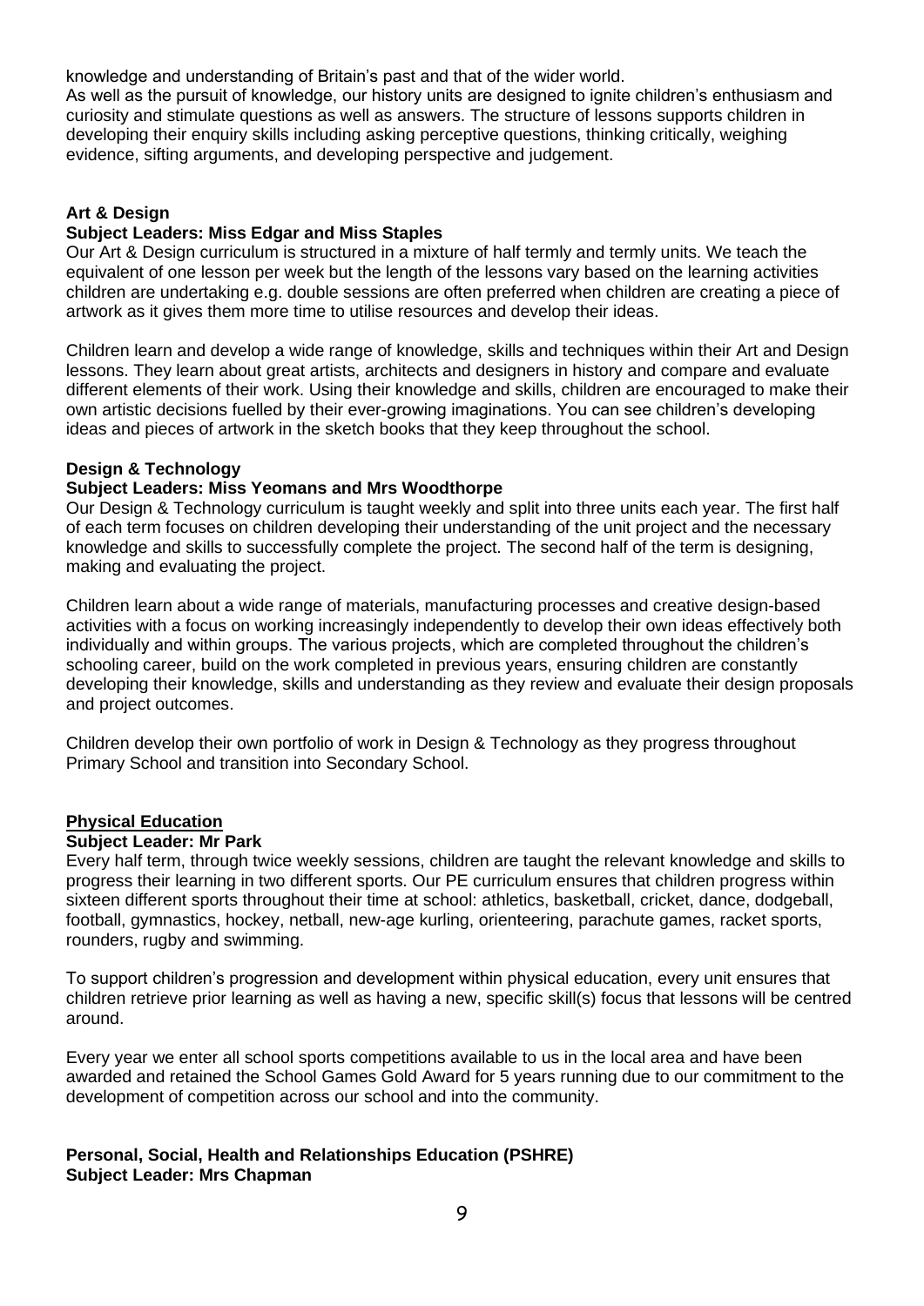knowledge and understanding of Britain's past and that of the wider world.
As well as the pursuit of knowledge, our history units are designed to ignite children's enthusiasm and curiosity and stimulate questions as well as answers. The structure of lessons supports children in developing their enquiry skills including asking perceptive questions, thinking critically, weighing evidence, sifting arguments, and developing perspective and judgement.

### Art & Design

**Subject Leaders: Miss Edgar and Miss Staples**

Our Art & Design curriculum is structured in a mixture of half termly and termly units. We teach the equivalent of one lesson per week but the length of the lessons vary based on the learning activities children are undertaking e.g. double sessions are often preferred when children are creating a piece of artwork as it gives them more time to utilise resources and develop their ideas.

Children learn and develop a wide range of knowledge, skills and techniques within their Art and Design lessons. They learn about great artists, architects and designers in history and compare and evaluate different elements of their work. Using their knowledge and skills, children are encouraged to make their own artistic decisions fuelled by their ever-growing imaginations. You can see children's developing ideas and pieces of artwork in the sketch books that they keep throughout the school.

### Design & Technology

**Subject Leaders: Miss Yeomans and Mrs Woodthorpe**

Our Design & Technology curriculum is taught weekly and split into three units each year. The first half of each term focuses on children developing their understanding of the unit project and the necessary knowledge and skills to successfully complete the project. The second half of the term is designing, making and evaluating the project.

Children learn about a wide range of materials, manufacturing processes and creative design-based activities with a focus on working increasingly independently to develop their own ideas effectively both individually and within groups. The various projects, which are completed throughout the children's schooling career, build on the work completed in previous years, ensuring children are constantly developing their knowledge, skills and understanding as they review and evaluate their design proposals and project outcomes.

Children develop their own portfolio of work in Design & Technology as they progress throughout Primary School and transition into Secondary School.

### Physical Education

**Subject Leader: Mr Park**

Every half term, through twice weekly sessions, children are taught the relevant knowledge and skills to progress their learning in two different sports. Our PE curriculum ensures that children progress within sixteen different sports throughout their time at school: athletics, basketball, cricket, dance, dodgeball, football, gymnastics, hockey, netball, new-age kurling, orienteering, parachute games, racket sports, rounders, rugby and swimming.

To support children's progression and development within physical education, every unit ensures that children retrieve prior learning as well as having a new, specific skill(s) focus that lessons will be centred around.

Every year we enter all school sports competitions available to us in the local area and have been awarded and retained the School Games Gold Award for 5 years running due to our commitment to the development of competition across our school and into the community.

### Personal, Social, Health and Relationships Education (PSHRE)

**Subject Leader: Mrs Chapman**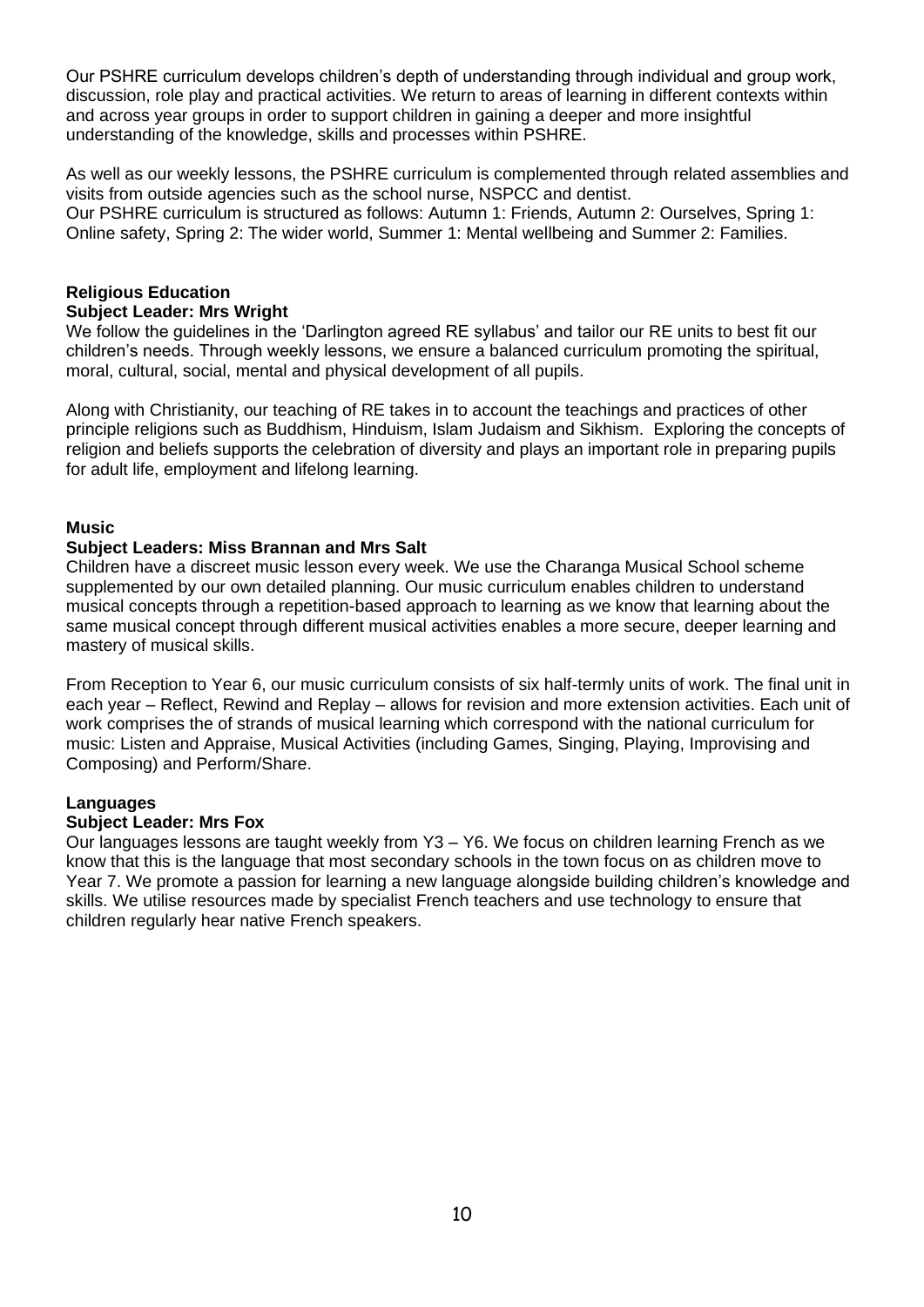Our PSHRE curriculum develops children's depth of understanding through individual and group work, discussion, role play and practical activities. We return to areas of learning in different contexts within and across year groups in order to support children in gaining a deeper and more insightful understanding of the knowledge, skills and processes within PSHRE.

As well as our weekly lessons, the PSHRE curriculum is complemented through related assemblies and visits from outside agencies such as the school nurse, NSPCC and dentist.
Our PSHRE curriculum is structured as follows: Autumn 1: Friends, Autumn 2: Ourselves, Spring 1: Online safety, Spring 2: The wider world, Summer 1: Mental wellbeing and Summer 2: Families.

**Religious Education**

**Subject Leader: Mrs Wright**

We follow the guidelines in the 'Darlington agreed RE syllabus' and tailor our RE units to best fit our children's needs. Through weekly lessons, we ensure a balanced curriculum promoting the spiritual, moral, cultural, social, mental and physical development of all pupils.

Along with Christianity, our teaching of RE takes in to account the teachings and practices of other principle religions such as Buddhism, Hinduism, Islam Judaism and Sikhism. Exploring the concepts of religion and beliefs supports the celebration of diversity and plays an important role in preparing pupils for adult life, employment and lifelong learning.

**Music**

**Subject Leaders: Miss Brannan and Mrs Salt**

Children have a discreet music lesson every week. We use the Charanga Musical School scheme supplemented by our own detailed planning. Our music curriculum enables children to understand musical concepts through a repetition-based approach to learning as we know that learning about the same musical concept through different musical activities enables a more secure, deeper learning and mastery of musical skills.

From Reception to Year 6, our music curriculum consists of six half-termly units of work. The final unit in each year – Reflect, Rewind and Replay – allows for revision and more extension activities. Each unit of work comprises the of strands of musical learning which correspond with the national curriculum for music: Listen and Appraise, Musical Activities (including Games, Singing, Playing, Improvising and Composing) and Perform/Share.

**Languages**

**Subject Leader: Mrs Fox**

Our languages lessons are taught weekly from Y3 – Y6. We focus on children learning French as we know that this is the language that most secondary schools in the town focus on as children move to Year 7. We promote a passion for learning a new language alongside building children's knowledge and skills. We utilise resources made by specialist French teachers and use technology to ensure that children regularly hear native French speakers.